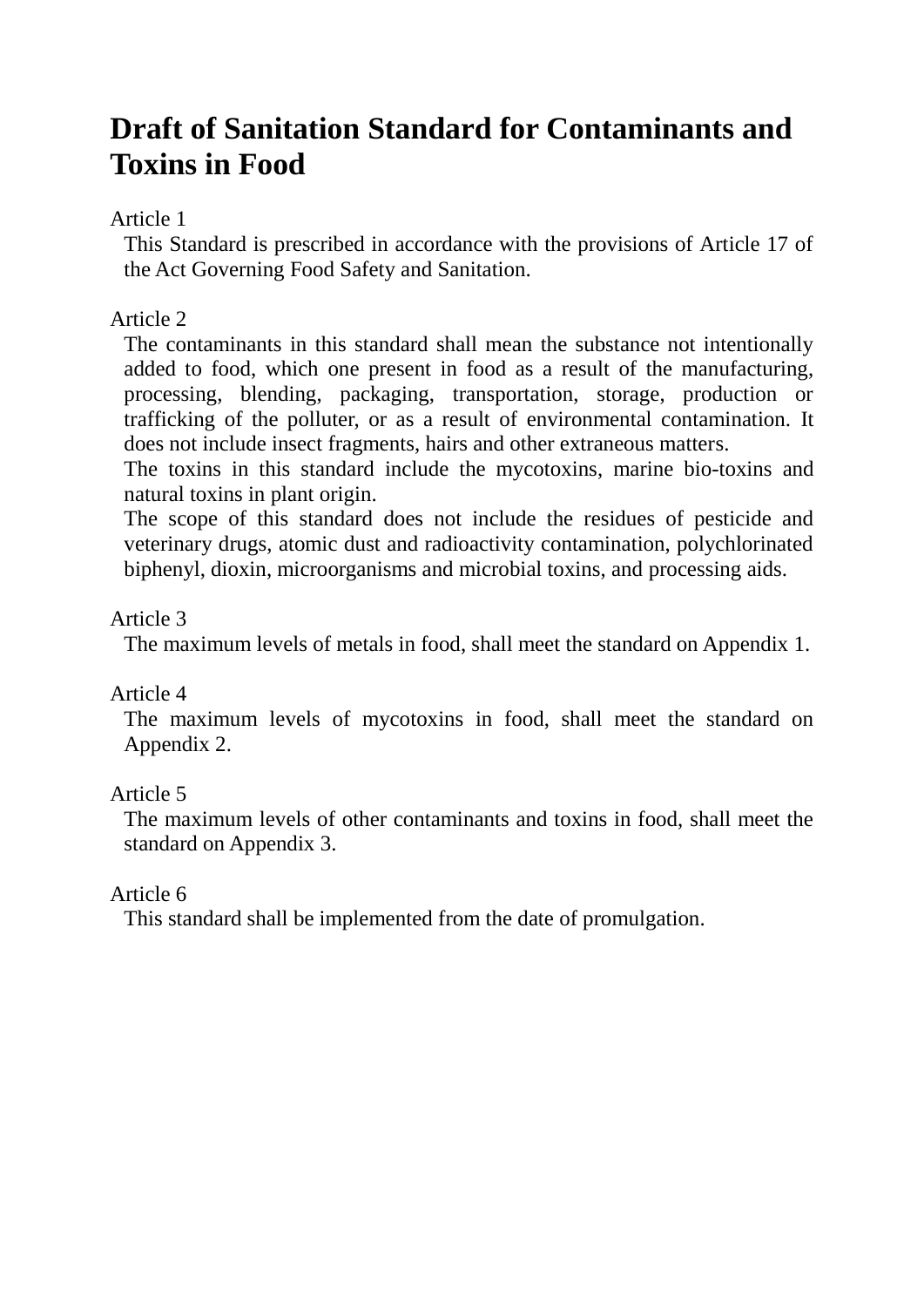# Draft of Sanitation Standard for Contaminants and Toxins in Food

Article 1

This Standard is prescribed in accordance with the provisions of Article 17 of the Act Governing Food Safety and Sanitation.

Article 2

The contaminants in this standard shall mean the substance not intentionally added to food, which one present in food as a result of the manufacturing, processing, blending, packaging, transportation, storage, production or trafficking of the polluter, or as a result of environmental contamination. It does not include insect fragments, hairs and other extraneous matters.

The toxins in this standard include the mycotoxins, marine bio-toxins and natural toxins in plant origin.

The scope of this standard does not include the residues of pesticide and veterinary drugs, atomic dust and radioactivity contamination, polychlorinated biphenyl, dioxin, microorganisms and microbial toxins, and processing aids.

Article 3

The maximum levels of metals in food, shall meet the standard on Appendix 1.

Article 4

The maximum levels of mycotoxins in food, shall meet the standard on Appendix 2.

Article 5

The maximum levels of other contaminants and toxins in food, shall meet the standard on Appendix 3.

Article 6

This standard shall be implemented from the date of promulgation.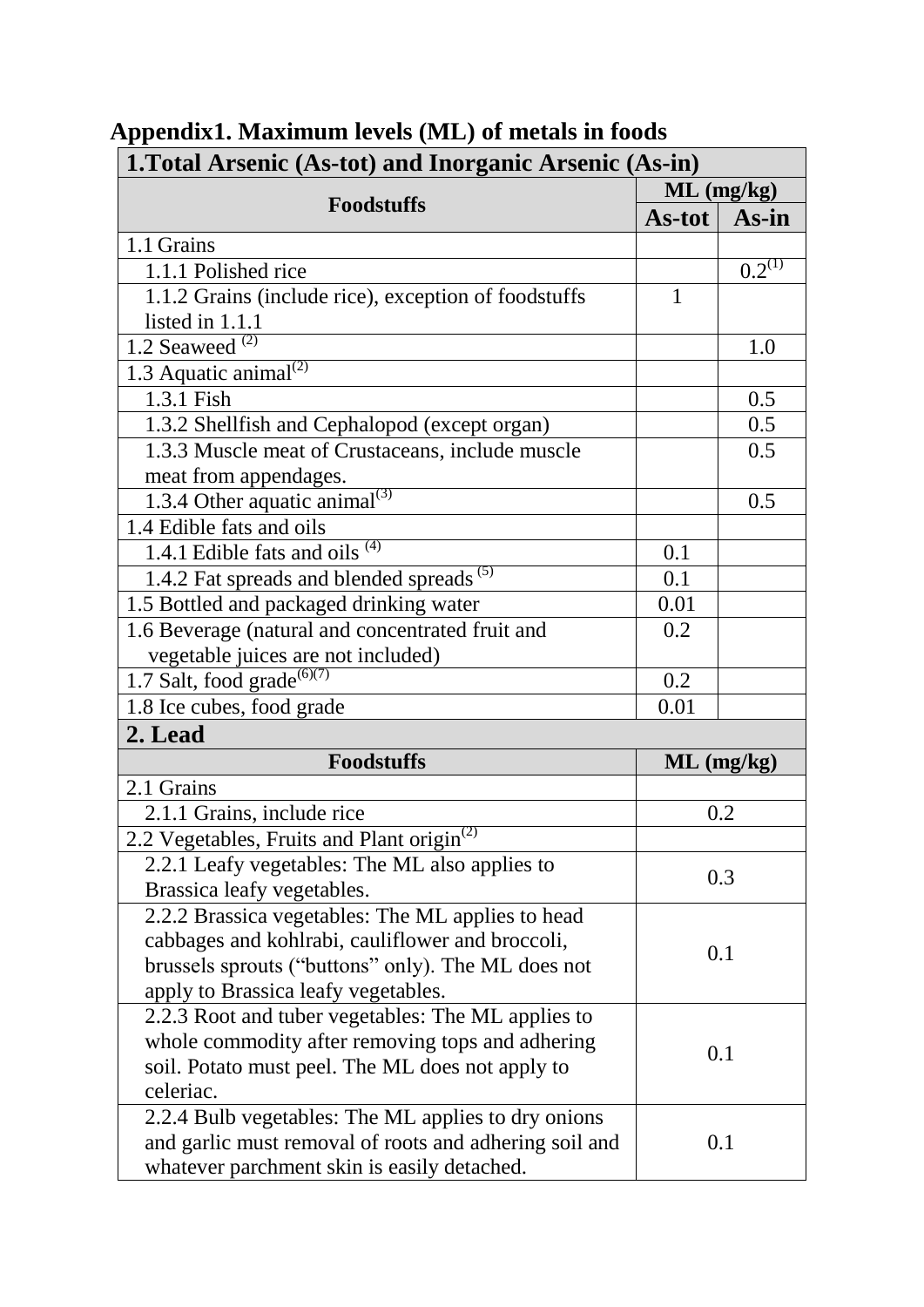## Appendix1. Maximum levels (ML) of metals in foods

| 1.Total Arsenic (As-tot) and Inorganic Arsenic (As-in) | | |
|---|---|---|
| Foodstuffs | ML (mg/kg) | |
| | As-tot | As-in |
| 1.1 Grains | | |
| 1.1.1 Polished rice | | 0.2[(1)] |
| 1.1.2 Grains (include rice), exception of foodstuffs listed in 1.1.1 | 1 | |
| 1.2 Seaweed [(2)] | | 1.0 |
| 1.3 Aquatic animal[(2)] | | |
| 1.3.1 Fish | | 0.5 |
| 1.3.2 Shellfish and Cephalopod (except organ) | | 0.5 |
| 1.3.3 Muscle meat of Crustaceans, include muscle meat from appendages. | | 0.5 |
| 1.3.4 Other aquatic animal[(3)] | | 0.5 |
| 1.4 Edible fats and oils | | |
| 1.4.1 Edible fats and oils [(4)] | 0.1 | |
| 1.4.2 Fat spreads and blended spreads [(5)] | 0.1 | |
| 1.5 Bottled and packaged drinking water | 0.01 | |
| 1.6 Beverage (natural and concentrated fruit and vegetable juices are not included) | 0.2 | |
| 1.7 Salt, food grade[(6)(7)] | 0.2 | |
| 1.8 Ice cubes, food grade | 0.01 | |

| 2. Lead | |
|---|---|
| Foodstuffs | ML (mg/kg) |
| 2.1 Grains | |
| 2.1.1 Grains, include rice | 0.2 |
| 2.2 Vegetables, Fruits and Plant origin[(2)] | |
| 2.2.1 Leafy vegetables: The ML also applies to Brassica leafy vegetables. | 0.3 |
| 2.2.2 Brassica vegetables: The ML applies to head cabbages and kohlrabi, cauliflower and broccoli, brussels sprouts ("buttons" only). The ML does not apply to Brassica leafy vegetables. | 0.1 |
| 2.2.3 Root and tuber vegetables: The ML applies to whole commodity after removing tops and adhering soil. Potato must peel. The ML does not apply to celeriac. | 0.1 |
| 2.2.4 Bulb vegetables: The ML applies to dry onions and garlic must removal of roots and adhering soil and whatever parchment skin is easily detached. | 0.1 |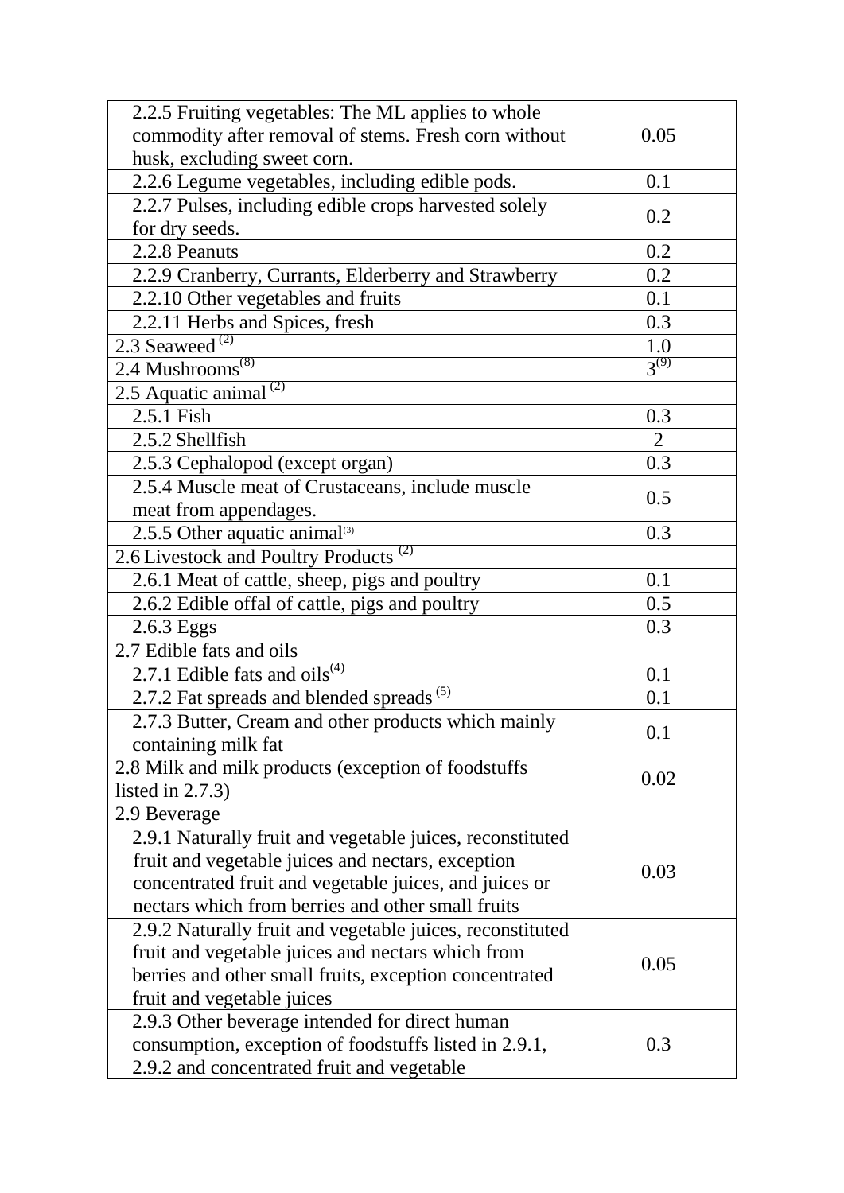| | |
|---|---|
| 2.2.5 Fruiting vegetables: The ML applies to whole commodity after removal of stems. Fresh corn without husk, excluding sweet corn. | 0.05 |
| 2.2.6 Legume vegetables, including edible pods. | 0.1 |
| 2.2.7 Pulses, including edible crops harvested solely for dry seeds. | 0.2 |
| 2.2.8 Peanuts | 0.2 |
| 2.2.9 Cranberry, Currants, Elderberry and Strawberry | 0.2 |
| 2.2.10 Other vegetables and fruits | 0.1 |
| 2.2.11 Herbs and Spices, fresh | 0.3 |
| 2.3 Seaweed [(2)] | 1.0 |
| 2.4 Mushrooms[(8)] | 3[(9)] |
| 2.5 Aquatic animal [(2)] | |
| 2.5.1 Fish | 0.3 |
| 2.5.2 Shellfish | 2 |
| 2.5.3 Cephalopod (except organ) | 0.3 |
| 2.5.4 Muscle meat of Crustaceans, include muscle meat from appendages. | 0.5 |
| 2.5.5 Other aquatic animal[(3)] | 0.3 |
| 2.6 Livestock and Poultry Products [(2)] | |
| 2.6.1 Meat of cattle, sheep, pigs and poultry | 0.1 |
| 2.6.2 Edible offal of cattle, pigs and poultry | 0.5 |
| 2.6.3 Eggs | 0.3 |
| 2.7 Edible fats and oils | |
| 2.7.1 Edible fats and oils[(4)] | 0.1 |
| 2.7.2 Fat spreads and blended spreads [(5)] | 0.1 |
| 2.7.3 Butter, Cream and other products which mainly containing milk fat | 0.1 |
| 2.8 Milk and milk products (exception of foodstuffs listed in 2.7.3) | 0.02 |
| 2.9 Beverage | |
| 2.9.1 Naturally fruit and vegetable juices, reconstituted fruit and vegetable juices and nectars, exception concentrated fruit and vegetable juices, and juices or nectars which from berries and other small fruits | 0.03 |
| 2.9.2 Naturally fruit and vegetable juices, reconstituted fruit and vegetable juices and nectars which from berries and other small fruits, exception concentrated fruit and vegetable juices | 0.05 |
| 2.9.3 Other beverage intended for direct human consumption, exception of foodstuffs listed in 2.9.1, 2.9.2 and concentrated fruit and vegetable | 0.3 |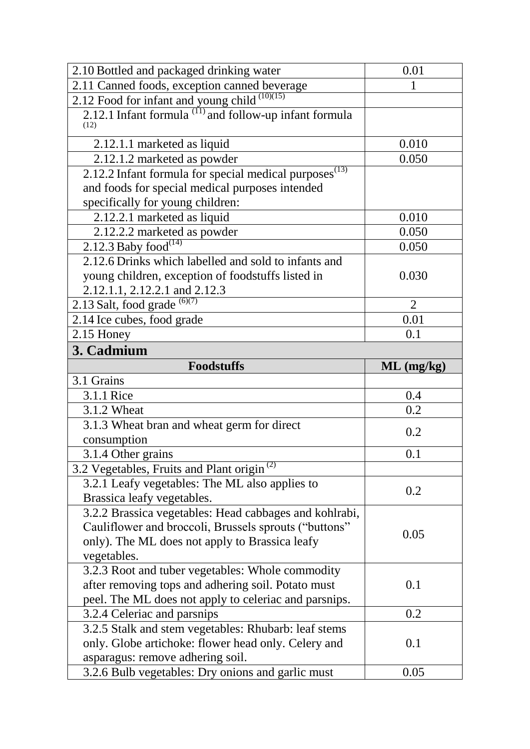| | |
|---|---|
| 2.10 Bottled and packaged drinking water | 0.01 |
| 2.11 Canned foods, exception canned beverage | 1 |
| 2.12 Food for infant and young child (10)(15) | |
| 2.12.1 Infant formula (11) and follow-up infant formula (12) | |
| 2.12.1.1 marketed as liquid | 0.010 |
| 2.12.1.2 marketed as powder | 0.050 |
| 2.12.2 Infant formula for special medical purposes(13) and foods for special medical purposes intended specifically for young children: | |
| 2.12.2.1 marketed as liquid | 0.010 |
| 2.12.2.2 marketed as powder | 0.050 |
| 2.12.3 Baby food(14) | 0.050 |
| 2.12.6 Drinks which labelled and sold to infants and young children, exception of foodstuffs listed in 2.12.1.1, 2.12.2.1 and 2.12.3 | 0.030 |
| 2.13 Salt, food grade (6)(7) | 2 |
| 2.14 Ice cubes, food grade | 0.01 |
| 2.15 Honey | 0.1 |

## 3. Cadmium

| Foodstuffs | ML (mg/kg) |
|---|---|
| 3.1 Grains | |
| 3.1.1 Rice | 0.4 |
| 3.1.2 Wheat | 0.2 |
| 3.1.3 Wheat bran and wheat germ for direct consumption | 0.2 |
| 3.1.4 Other grains | 0.1 |
| 3.2 Vegetables, Fruits and Plant origin (2) | |
| 3.2.1 Leafy vegetables: The ML also applies to Brassica leafy vegetables. | 0.2 |
| 3.2.2 Brassica vegetables: Head cabbages and kohlrabi, Cauliflower and broccoli, Brussels sprouts ("buttons" only). The ML does not apply to Brassica leafy vegetables. | 0.05 |
| 3.2.3 Root and tuber vegetables: Whole commodity after removing tops and adhering soil. Potato must peel. The ML does not apply to celeriac and parsnips. | 0.1 |
| 3.2.4 Celeriac and parsnips | 0.2 |
| 3.2.5 Stalk and stem vegetables: Rhubarb: leaf stems only. Globe artichoke: flower head only. Celery and asparagus: remove adhering soil. | 0.1 |
| 3.2.6 Bulb vegetables: Dry onions and garlic must | 0.05 |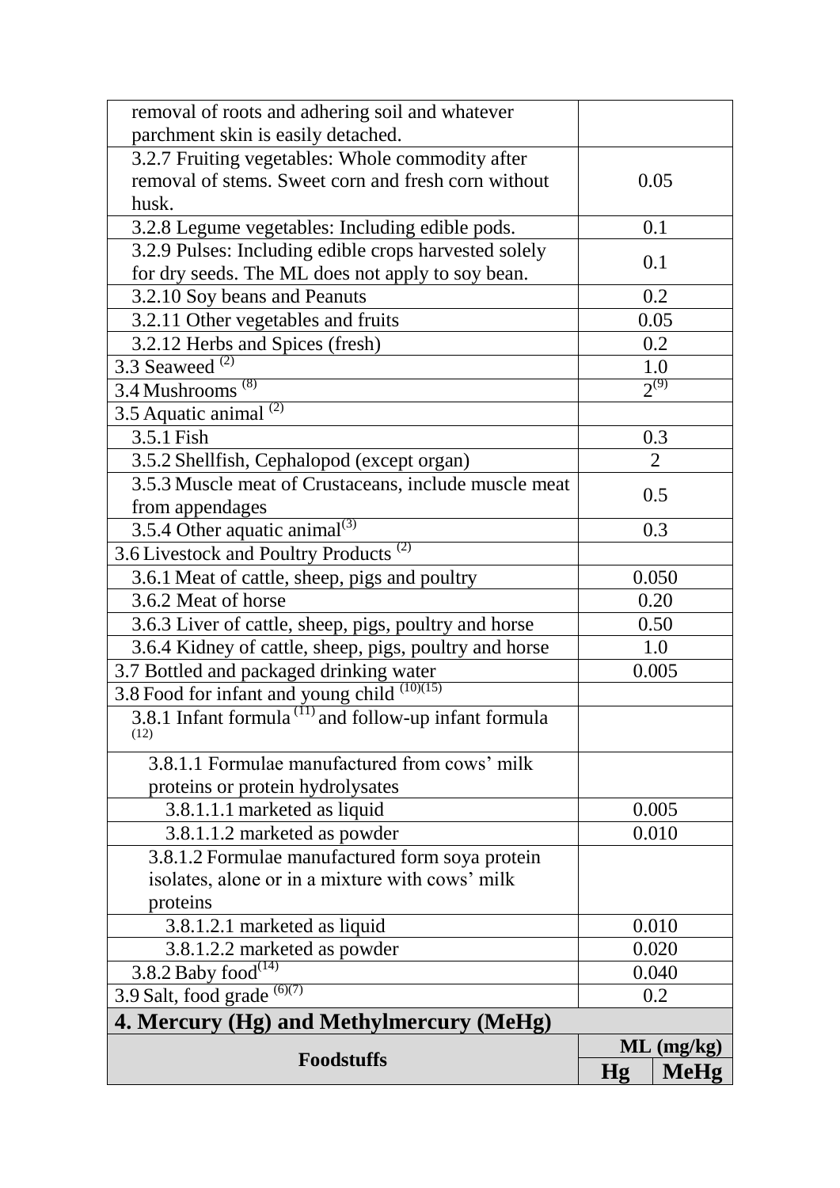| | |
|---|---|
| removal of roots and adhering soil and whatever parchment skin is easily detached. | |
| 3.2.7 Fruiting vegetables: Whole commodity after removal of stems. Sweet corn and fresh corn without husk. | 0.05 |
| 3.2.8 Legume vegetables: Including edible pods. | 0.1 |
| 3.2.9 Pulses: Including edible crops harvested solely for dry seeds. The ML does not apply to soy bean. | 0.1 |
| 3.2.10 Soy beans and Peanuts | 0.2 |
| 3.2.11 Other vegetables and fruits | 0.05 |
| 3.2.12 Herbs and Spices (fresh) | 0.2 |
| 3.3 Seaweed (2) | 1.0 |
| 3.4 Mushrooms (8) | 2(9) |
| 3.5 Aquatic animal (2) | |
| 3.5.1 Fish | 0.3 |
| 3.5.2 Shellfish, Cephalopod (except organ) | 2 |
| 3.5.3 Muscle meat of Crustaceans, include muscle meat from appendages | 0.5 |
| 3.5.4 Other aquatic animal(3) | 0.3 |
| 3.6 Livestock and Poultry Products (2) | |
| 3.6.1 Meat of cattle, sheep, pigs and poultry | 0.050 |
| 3.6.2 Meat of horse | 0.20 |
| 3.6.3 Liver of cattle, sheep, pigs, poultry and horse | 0.50 |
| 3.6.4 Kidney of cattle, sheep, pigs, poultry and horse | 1.0 |
| 3.7 Bottled and packaged drinking water | 0.005 |
| 3.8 Food for infant and young child (10)(15) | |
| 3.8.1 Infant formula (11) and follow-up infant formula (12) | |
| 3.8.1.1 Formulae manufactured from cows' milk proteins or protein hydrolysates | |
| 3.8.1.1.1 marketed as liquid | 0.005 |
| 3.8.1.1.2 marketed as powder | 0.010 |
| 3.8.1.2 Formulae manufactured form soya protein isolates, alone or in a mixture with cows' milk proteins | |
| 3.8.1.2.1 marketed as liquid | 0.010 |
| 3.8.1.2.2 marketed as powder | 0.020 |
| 3.8.2 Baby food(14) | 0.040 |
| 3.9 Salt, food grade (6)(7) | 0.2 |

## 4. Mercury (Hg) and Methylmercury (MeHg)

| Foodstuffs | ML (mg/kg) | |
|---|---|---|
| | Hg | MeHg |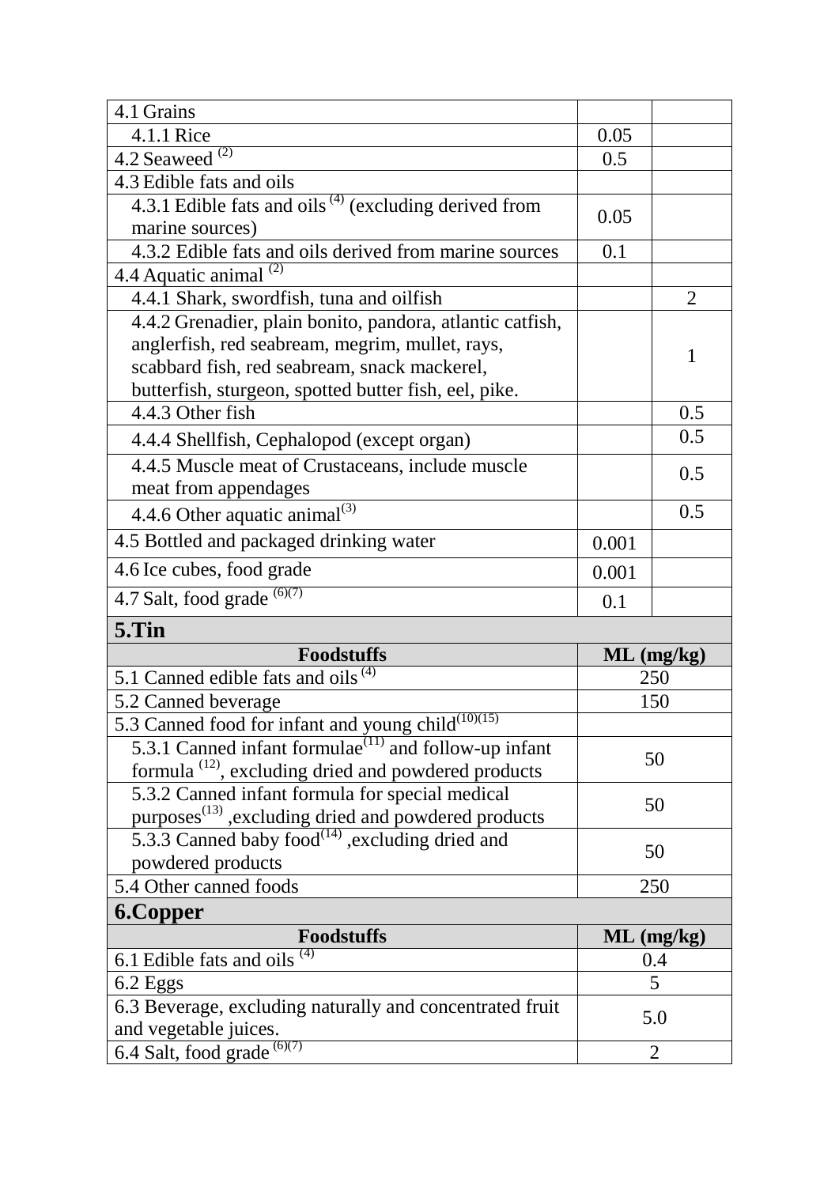| | | |
|---|---|---|
| 4.1 Grains | | |
| 4.1.1 Rice | 0.05 | |
| 4.2 Seaweed (2) | 0.5 | |
| 4.3 Edible fats and oils | | |
| 4.3.1 Edible fats and oils (4) (excluding derived from marine sources) | 0.05 | |
| 4.3.2 Edible fats and oils derived from marine sources | 0.1 | |
| 4.4 Aquatic animal (2) | | |
| 4.4.1 Shark, swordfish, tuna and oilfish | | 2 |
| 4.4.2 Grenadier, plain bonito, pandora, atlantic catfish, anglerfish, red seabream, megrim, mullet, rays, scabbard fish, red seabream, snack mackerel, butterfish, sturgeon, spotted butter fish, eel, pike. | | 1 |
| 4.4.3 Other fish | | 0.5 |
| 4.4.4 Shellfish, Cephalopod (except organ) | | 0.5 |
| 4.4.5 Muscle meat of Crustaceans, include muscle meat from appendages | | 0.5 |
| 4.4.6 Other aquatic animal(3) | | 0.5 |
| 4.5 Bottled and packaged drinking water | 0.001 | |
| 4.6 Ice cubes, food grade | 0.001 | |
| 4.7 Salt, food grade (6)(7) | 0.1 | |

## 5.Tin

| Foodstuffs | ML (mg/kg) |
|---|---|
| 5.1 Canned edible fats and oils (4) | 250 |
| 5.2 Canned beverage | 150 |
| 5.3 Canned food for infant and young child(10)(15) | |
| 5.3.1 Canned infant formulae(11) and follow-up infant formula (12), excluding dried and powdered products | 50 |
| 5.3.2 Canned infant formula for special medical purposes(13) ,excluding dried and powdered products | 50 |
| 5.3.3 Canned baby food(14) ,excluding dried and powdered products | 50 |
| 5.4 Other canned foods | 250 |

## 6.Copper

| Foodstuffs | ML (mg/kg) |
|---|---|
| 6.1 Edible fats and oils (4) | 0.4 |
| 6.2 Eggs | 5 |
| 6.3 Beverage, excluding naturally and concentrated fruit and vegetable juices. | 5.0 |
| 6.4 Salt, food grade (6)(7) | 2 |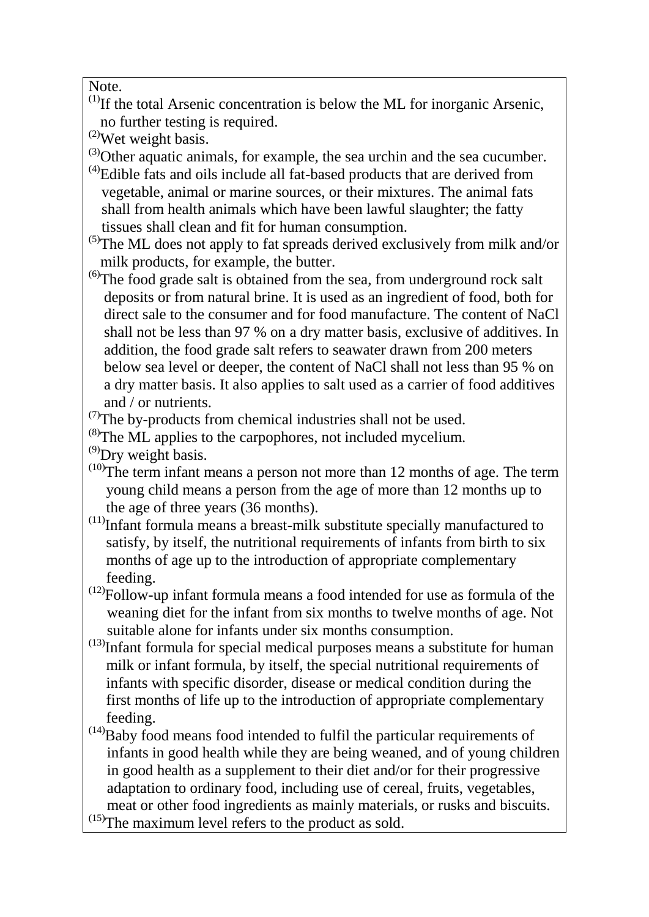Note.

(1) If the total Arsenic concentration is below the ML for inorganic Arsenic, no further testing is required.

(2) Wet weight basis.

(3) Other aquatic animals, for example, the sea urchin and the sea cucumber.

(4) Edible fats and oils include all fat-based products that are derived from vegetable, animal or marine sources, or their mixtures. The animal fats shall from health animals which have been lawful slaughter; the fatty tissues shall clean and fit for human consumption.

(5) The ML does not apply to fat spreads derived exclusively from milk and/or milk products, for example, the butter.

(6) The food grade salt is obtained from the sea, from underground rock salt deposits or from natural brine. It is used as an ingredient of food, both for direct sale to the consumer and for food manufacture. The content of NaCl shall not be less than 97 % on a dry matter basis, exclusive of additives. In addition, the food grade salt refers to seawater drawn from 200 meters below sea level or deeper, the content of NaCl shall not less than 95 % on a dry matter basis. It also applies to salt used as a carrier of food additives and / or nutrients.

(7) The by-products from chemical industries shall not be used.

(8) The ML applies to the carpophores, not included mycelium.

(9) Dry weight basis.

(10) The term infant means a person not more than 12 months of age. The term young child means a person from the age of more than 12 months up to the age of three years (36 months).

(11) Infant formula means a breast-milk substitute specially manufactured to satisfy, by itself, the nutritional requirements of infants from birth to six months of age up to the introduction of appropriate complementary feeding.

(12) Follow-up infant formula means a food intended for use as formula of the weaning diet for the infant from six months to twelve months of age. Not suitable alone for infants under six months consumption.

(13) Infant formula for special medical purposes means a substitute for human milk or infant formula, by itself, the special nutritional requirements of infants with specific disorder, disease or medical condition during the first months of life up to the introduction of appropriate complementary feeding.

(14) Baby food means food intended to fulfil the particular requirements of infants in good health while they are being weaned, and of young children in good health as a supplement to their diet and/or for their progressive adaptation to ordinary food, including use of cereal, fruits, vegetables, meat or other food ingredients as mainly materials, or rusks and biscuits.

(15) The maximum level refers to the product as sold.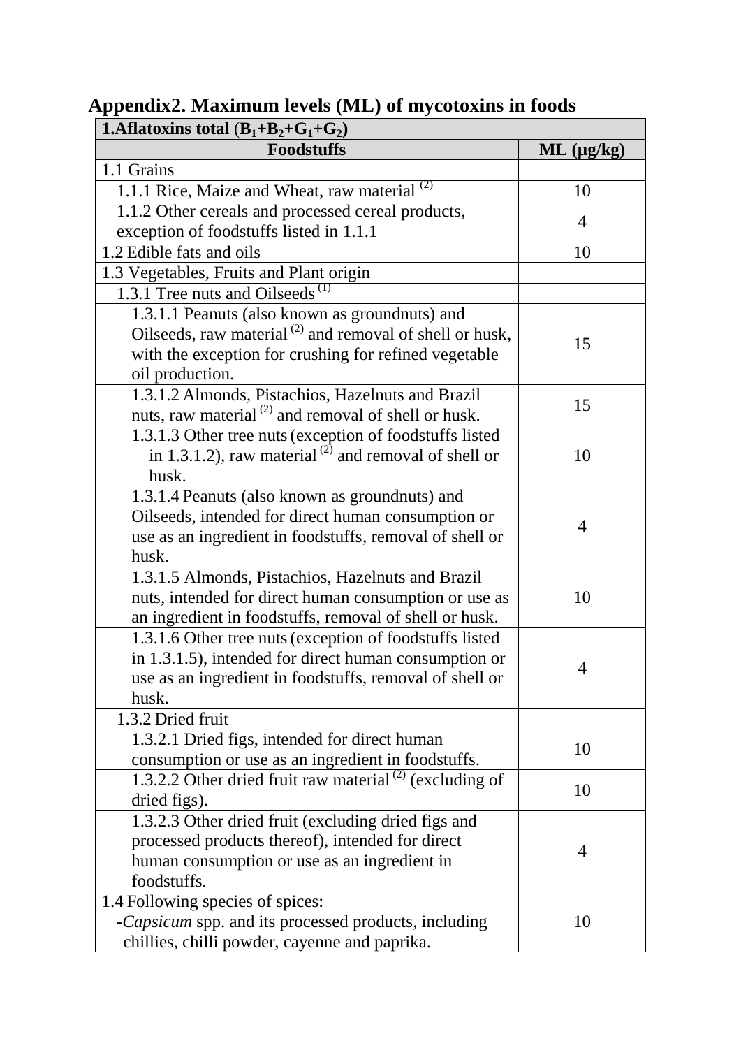## Appendix2. Maximum levels (ML) of mycotoxins in foods

| 1.Aflatoxins total ($B_1$+$B_2$+$G_1$+$G_2$) | |
|---|---|
| **Foodstuffs** | **ML (μg/kg)** |
| 1.1 Grains | |
| 1.1.1 Rice, Maize and Wheat, raw material [(2)] | 10 |
| 1.1.2 Other cereals and processed cereal products, exception of foodstuffs listed in 1.1.1 | 4 |
| 1.2 Edible fats and oils | 10 |
| 1.3 Vegetables, Fruits and Plant origin | |
| 1.3.1 Tree nuts and Oilseeds [(1)] | |
| 1.3.1.1 Peanuts (also known as groundnuts) and Oilseeds, raw material [(2)] and removal of shell or husk, with the exception for crushing for refined vegetable oil production. | 15 |
| 1.3.1.2 Almonds, Pistachios, Hazelnuts and Brazil nuts, raw material [(2)] and removal of shell or husk. | 15 |
| 1.3.1.3 Other tree nuts (exception of foodstuffs listed in 1.3.1.2), raw material [(2)] and removal of shell or husk. | 10 |
| 1.3.1.4 Peanuts (also known as groundnuts) and Oilseeds, intended for direct human consumption or use as an ingredient in foodstuffs, removal of shell or husk. | 4 |
| 1.3.1.5 Almonds, Pistachios, Hazelnuts and Brazil nuts, intended for direct human consumption or use as an ingredient in foodstuffs, removal of shell or husk. | 10 |
| 1.3.1.6 Other tree nuts (exception of foodstuffs listed in 1.3.1.5), intended for direct human consumption or use as an ingredient in foodstuffs, removal of shell or husk. | 4 |
| 1.3.2 Dried fruit | |
| 1.3.2.1 Dried figs, intended for direct human consumption or use as an ingredient in foodstuffs. | 10 |
| 1.3.2.2 Other dried fruit raw material [(2)] (excluding of dried figs). | 10 |
| 1.3.2.3 Other dried fruit (excluding dried figs and processed products thereof), intended for direct human consumption or use as an ingredient in foodstuffs. | 4 |
| 1.4 Following species of spices: -*Capsicum* spp. and its processed products, including chillies, chilli powder, cayenne and paprika. | 10 |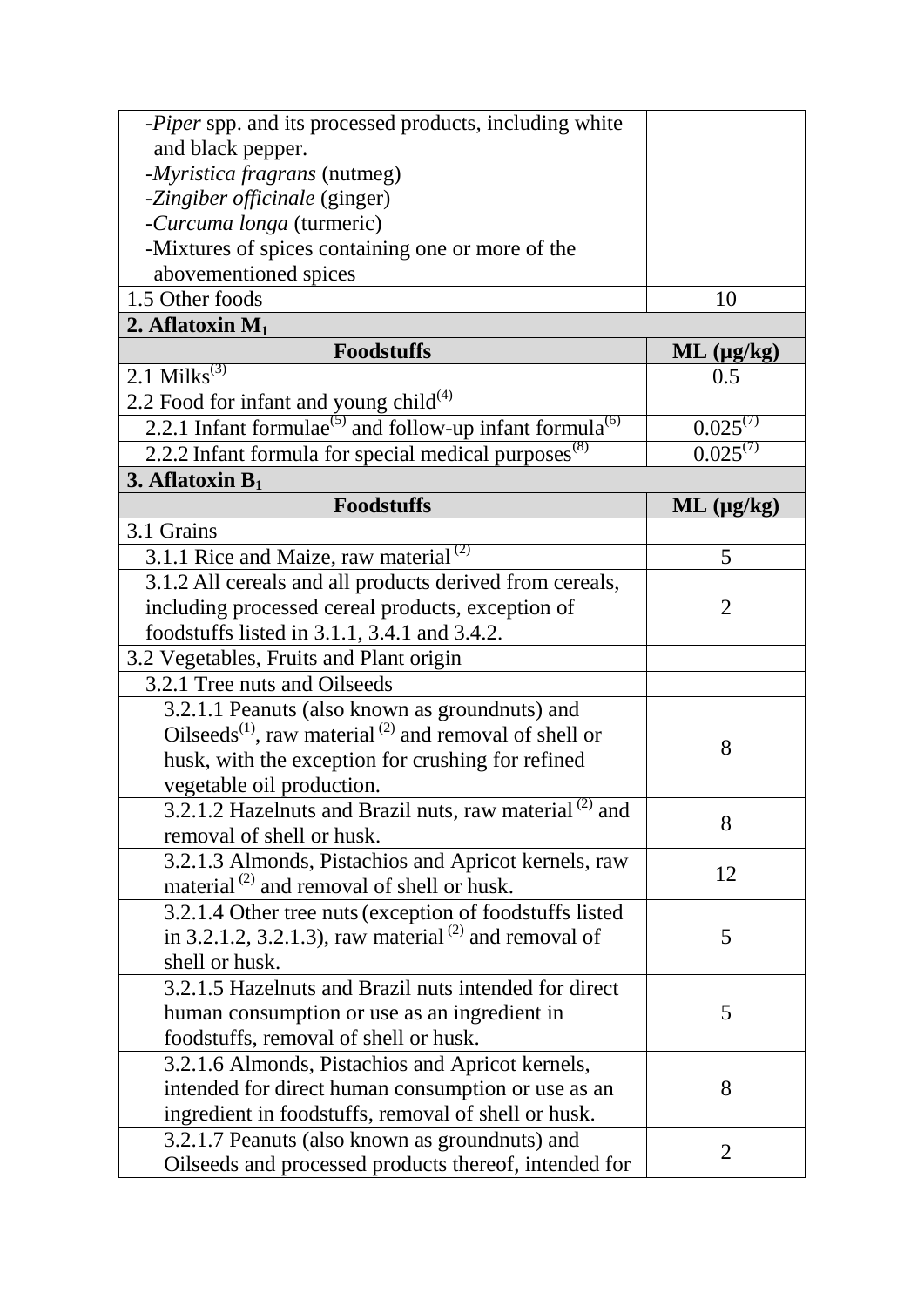| | |
|---|---|
| -*Piper* spp. and its processed products, including white and black pepper.<br>-*Myristica fragrans* (nutmeg)<br>-*Zingiber officinale* (ginger)<br>-*Curcuma longa* (turmeric)<br>-Mixtures of spices containing one or more of the abovementioned spices | |
| 1.5 Other foods | 10 |
| **2. Aflatoxin $M_1$** | |
| **Foodstuffs** | **ML (μg/kg)** |
| 2.1 Milks[(3)] | 0.5 |
| 2.2 Food for infant and young child[(4)] | |
| 2.2.1 Infant formulae[(5)] and follow-up infant formula[(6)] | 0.025[(7)] |
| 2.2.2 Infant formula for special medical purposes[(8)] | 0.025[(7)] |
| **3. Aflatoxin $B_1$** | |
| **Foodstuffs** | **ML (μg/kg)** |
| 3.1 Grains | |
| 3.1.1 Rice and Maize, raw material [(2)] | 5 |
| 3.1.2 All cereals and all products derived from cereals, including processed cereal products, exception of foodstuffs listed in 3.1.1, 3.4.1 and 3.4.2. | 2 |
| 3.2 Vegetables, Fruits and Plant origin | |
| 3.2.1 Tree nuts and Oilseeds | |
| 3.2.1.1 Peanuts (also known as groundnuts) and Oilseeds[(1)], raw material [(2)] and removal of shell or husk, with the exception for crushing for refined vegetable oil production. | 8 |
| 3.2.1.2 Hazelnuts and Brazil nuts, raw material [(2)] and removal of shell or husk. | 8 |
| 3.2.1.3 Almonds, Pistachios and Apricot kernels, raw material [(2)] and removal of shell or husk. | 12 |
| 3.2.1.4 Other tree nuts (exception of foodstuffs listed in 3.2.1.2, 3.2.1.3), raw material [(2)] and removal of shell or husk. | 5 |
| 3.2.1.5 Hazelnuts and Brazil nuts intended for direct human consumption or use as an ingredient in foodstuffs, removal of shell or husk. | 5 |
| 3.2.1.6 Almonds, Pistachios and Apricot kernels, intended for direct human consumption or use as an ingredient in foodstuffs, removal of shell or husk. | 8 |
| 3.2.1.7 Peanuts (also known as groundnuts) and Oilseeds and processed products thereof, intended for | 2 |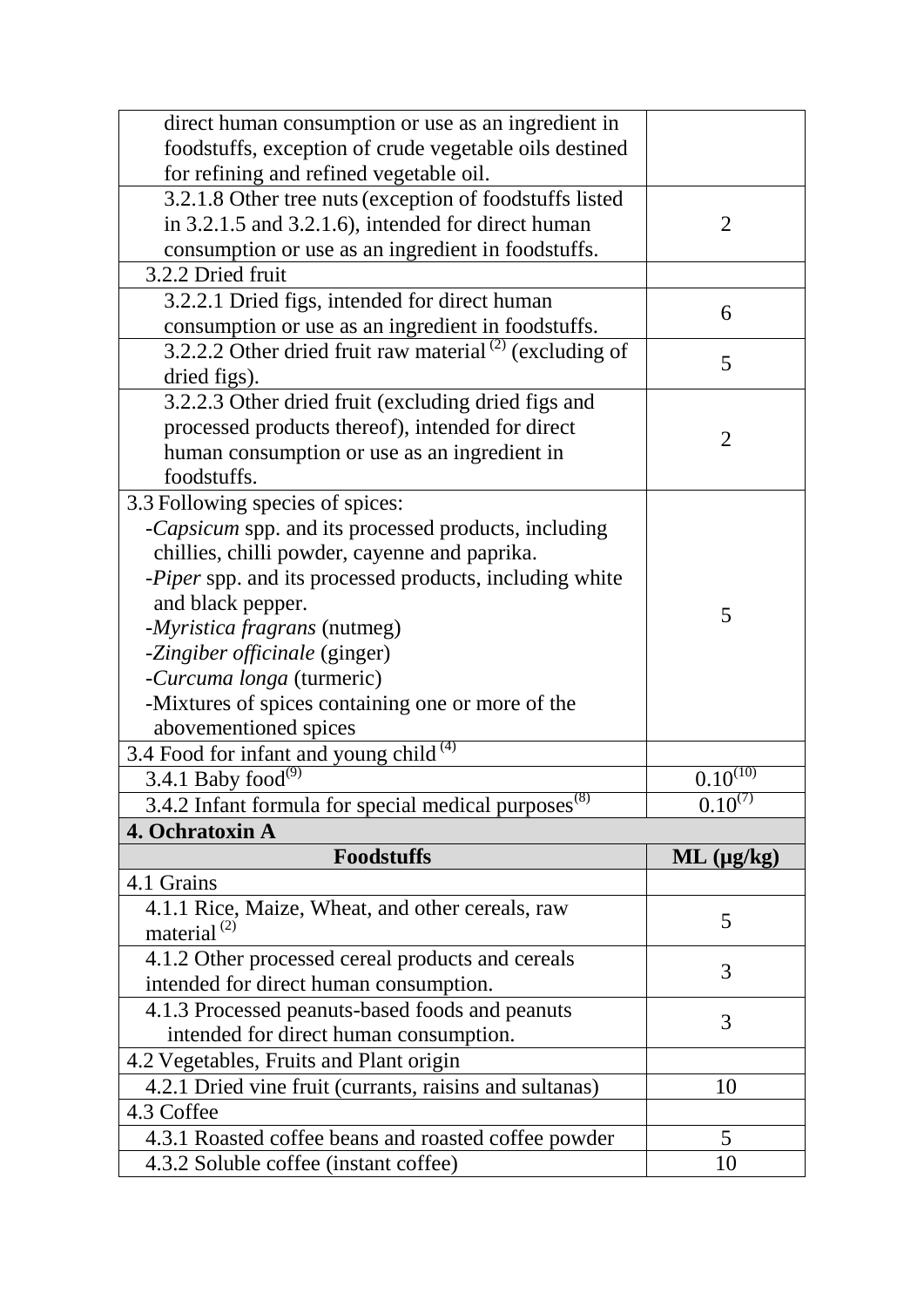| | |
|---|---|
| direct human consumption or use as an ingredient in foodstuffs, exception of crude vegetable oils destined for refining and refined vegetable oil. | |
| 3.2.1.8 Other tree nuts (exception of foodstuffs listed in 3.2.1.5 and 3.2.1.6), intended for direct human consumption or use as an ingredient in foodstuffs. | 2 |
| 3.2.2 Dried fruit | |
| 3.2.2.1 Dried figs, intended for direct human consumption or use as an ingredient in foodstuffs. | 6 |
| 3.2.2.2 Other dried fruit raw material [(2)] (excluding of dried figs). | 5 |
| 3.2.2.3 Other dried fruit (excluding dried figs and processed products thereof), intended for direct human consumption or use as an ingredient in foodstuffs. | 2 |
| 3.3 Following species of spices:<br>-*Capsicum* spp. and its processed products, including chillies, chilli powder, cayenne and paprika.<br>-*Piper* spp. and its processed products, including white and black pepper.<br>-*Myristica fragrans* (nutmeg)<br>-*Zingiber officinale* (ginger)<br>-*Curcuma longa* (turmeric)<br>-Mixtures of spices containing one or more of the abovementioned spices | 5 |
| 3.4 Food for infant and young child [(4)] | |
| 3.4.1 Baby food[(9)] | 0.10[(10)] |
| 3.4.2 Infant formula for special medical purposes[(8)] | 0.10[(7)] |
| **4. Ochratoxin A** | |
| **Foodstuffs** | **ML (µg/kg)** |
| 4.1 Grains | |
| 4.1.1 Rice, Maize, Wheat, and other cereals, raw material [(2)] | 5 |
| 4.1.2 Other processed cereal products and cereals intended for direct human consumption. | 3 |
| 4.1.3 Processed peanuts-based foods and peanuts intended for direct human consumption. | 3 |
| 4.2 Vegetables, Fruits and Plant origin | |
| 4.2.1 Dried vine fruit (currants, raisins and sultanas) | 10 |
| 4.3 Coffee | |
| 4.3.1 Roasted coffee beans and roasted coffee powder | 5 |
| 4.3.2 Soluble coffee (instant coffee) | 10 |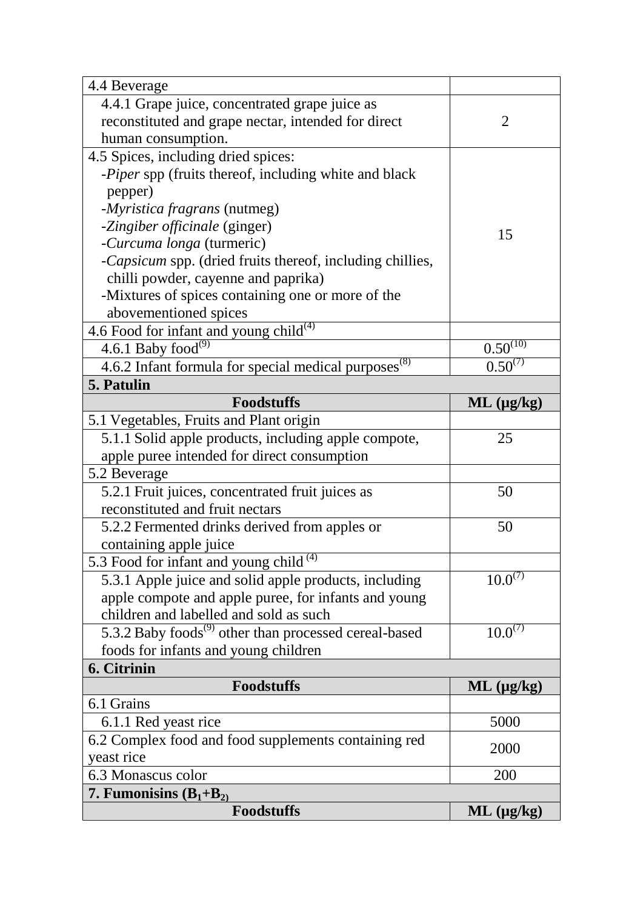| | |
|---|---|
| 4.4 Beverage | |
| 4.4.1 Grape juice, concentrated grape juice as reconstituted and grape nectar, intended for direct human consumption. | 2 |
| 4.5 Spices, including dried spices:<br>-*Piper* spp (fruits thereof, including white and black pepper)<br>-*Myristica fragrans* (nutmeg)<br>-*Zingiber officinale* (ginger)<br>-*Curcuma longa* (turmeric)<br>-*Capsicum* spp. (dried fruits thereof, including chillies, chilli powder, cayenne and paprika)<br>-Mixtures of spices containing one or more of the abovementioned spices | 15 |
| 4.6 Food for infant and young child[4] | |
| 4.6.1 Baby food[9] | 0.50[10] |
| 4.6.2 Infant formula for special medical purposes[8] | 0.50[7] |
| **5. Patulin** | |
| **Foodstuffs** | **ML (μg/kg)** |
| 5.1 Vegetables, Fruits and Plant origin | |
| 5.1.1 Solid apple products, including apple compote, apple puree intended for direct consumption | 25 |
| 5.2 Beverage | |
| 5.2.1 Fruit juices, concentrated fruit juices as reconstituted and fruit nectars | 50 |
| 5.2.2 Fermented drinks derived from apples or containing apple juice | 50 |
| 5.3 Food for infant and young child [4] | |
| 5.3.1 Apple juice and solid apple products, including apple compote and apple puree, for infants and young children and labelled and sold as such | 10.0[7] |
| 5.3.2 Baby foods[9] other than processed cereal-based foods for infants and young children | 10.0[7] |
| **6. Citrinin** | |
| **Foodstuffs** | **ML (μg/kg)** |
| 6.1 Grains | |
| 6.1.1 Red yeast rice | 5000 |
| 6.2 Complex food and food supplements containing red yeast rice | 2000 |
| 6.3 Monascus color | 200 |
| **7. Fumonisins ($B_1$+$B_2$)** | |
| **Foodstuffs** | **ML (μg/kg)** |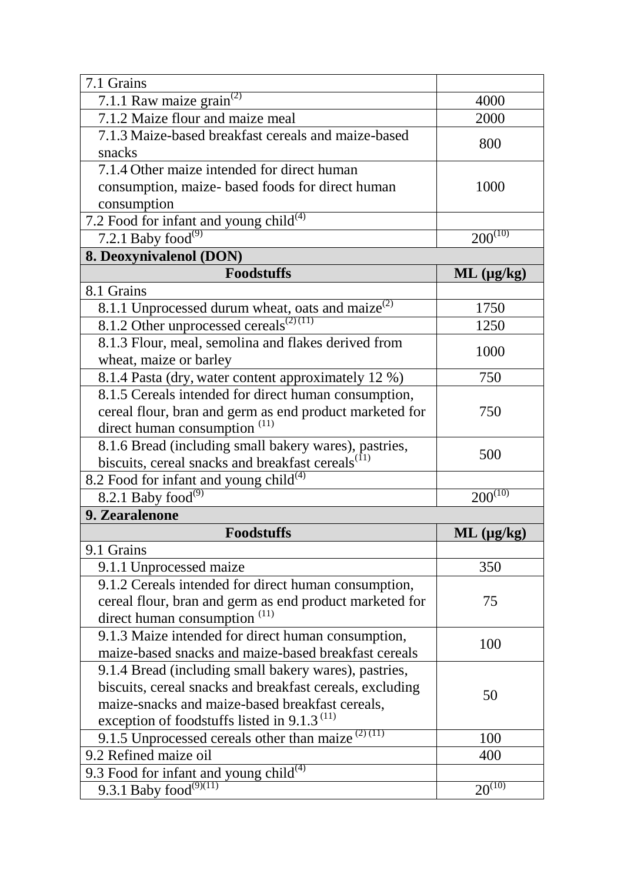| | |
|---|---|
| 7.1 Grains | |
| 7.1.1 Raw maize grain[(2)] | 4000 |
| 7.1.2 Maize flour and maize meal | 2000 |
| 7.1.3 Maize-based breakfast cereals and maize-based snacks | 800 |
| 7.1.4 Other maize intended for direct human consumption, maize- based foods for direct human consumption | 1000 |
| 7.2 Food for infant and young child[(4)] | |
| 7.2.1 Baby food[(9)] | 200[(10)] |
| **8. Deoxynivalenol (DON)** | |
| **Foodstuffs** | **ML (µg/kg)** |
| 8.1 Grains | |
| 8.1.1 Unprocessed durum wheat, oats and maize[(2)] | 1750 |
| 8.1.2 Other unprocessed cereals[(2) (11)] | 1250 |
| 8.1.3 Flour, meal, semolina and flakes derived from wheat, maize or barley | 1000 |
| 8.1.4 Pasta (dry, water content approximately 12 %) | 750 |
| 8.1.5 Cereals intended for direct human consumption, cereal flour, bran and germ as end product marketed for direct human consumption [(11)] | 750 |
| 8.1.6 Bread (including small bakery wares), pastries, biscuits, cereal snacks and breakfast cereals[(11)] | 500 |
| 8.2 Food for infant and young child[(4)] | |
| 8.2.1 Baby food[(9)] | 200[(10)] |
| **9. Zearalenone** | |
| **Foodstuffs** | **ML (µg/kg)** |
| 9.1 Grains | |
| 9.1.1 Unprocessed maize | 350 |
| 9.1.2 Cereals intended for direct human consumption, cereal flour, bran and germ as end product marketed for direct human consumption [(11)] | 75 |
| 9.1.3 Maize intended for direct human consumption, maize-based snacks and maize-based breakfast cereals | 100 |
| 9.1.4 Bread (including small bakery wares), pastries, biscuits, cereal snacks and breakfast cereals, excluding maize-snacks and maize-based breakfast cereals, exception of foodstuffs listed in 9.1.3 [(11)] | 50 |
| 9.1.5 Unprocessed cereals other than maize [(2) (11)] | 100 |
| 9.2 Refined maize oil | 400 |
| 9.3 Food for infant and young child[(4)] | |
| 9.3.1 Baby food[(9)(11)] | 20[(10)] |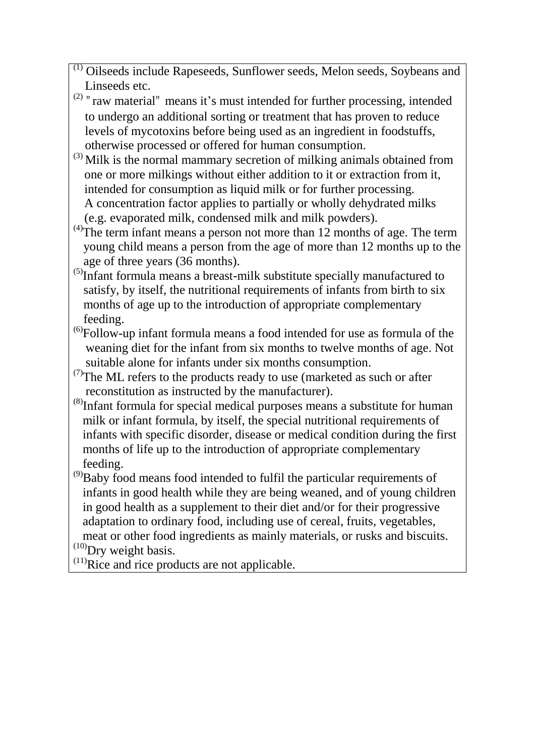(1) Oilseeds include Rapeseeds, Sunflower seeds, Melon seeds, Soybeans and Linseeds etc.

(2) "raw material" means it's must intended for further processing, intended to undergo an additional sorting or treatment that has proven to reduce levels of mycotoxins before being used as an ingredient in foodstuffs, otherwise processed or offered for human consumption.

(3) Milk is the normal mammary secretion of milking animals obtained from one or more milkings without either addition to it or extraction from it, intended for consumption as liquid milk or for further processing. A concentration factor applies to partially or wholly dehydrated milks (e.g. evaporated milk, condensed milk and milk powders).

(4) The term infant means a person not more than 12 months of age. The term young child means a person from the age of more than 12 months up to the age of three years (36 months).

(5) Infant formula means a breast-milk substitute specially manufactured to satisfy, by itself, the nutritional requirements of infants from birth to six months of age up to the introduction of appropriate complementary feeding.

(6) Follow-up infant formula means a food intended for use as formula of the weaning diet for the infant from six months to twelve months of age. Not suitable alone for infants under six months consumption.

(7) The ML refers to the products ready to use (marketed as such or after reconstitution as instructed by the manufacturer).

(8) Infant formula for special medical purposes means a substitute for human milk or infant formula, by itself, the special nutritional requirements of infants with specific disorder, disease or medical condition during the first months of life up to the introduction of appropriate complementary feeding.

(9) Baby food means food intended to fulfil the particular requirements of infants in good health while they are being weaned, and of young children in good health as a supplement to their diet and/or for their progressive adaptation to ordinary food, including use of cereal, fruits, vegetables, meat or other food ingredients as mainly materials, or rusks and biscuits.

(10) Dry weight basis.

(11) Rice and rice products are not applicable.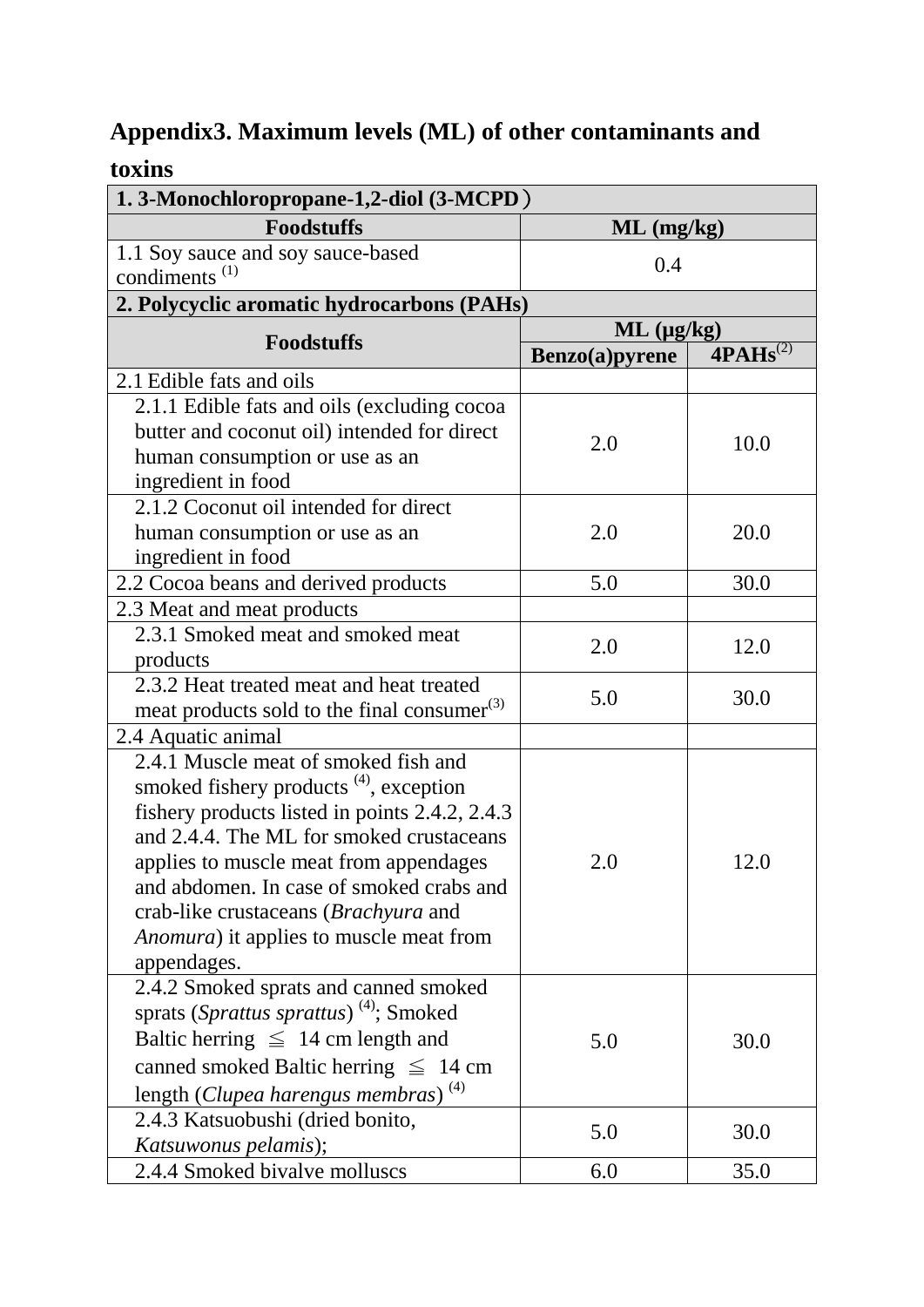## Appendix3. Maximum levels (ML) of other contaminants and toxins

| 1. 3-Monochloropropane-1,2-diol (3-MCPD） | |
|---|---|
| **Foodstuffs** | **ML (mg/kg)** |
| 1.1 Soy sauce and soy sauce-based condiments (1) | 0.4 |

| 2. Polycyclic aromatic hydrocarbons (PAHs) | | |
|---|---|---|
| **Foodstuffs** | **ML (μg/kg)** | |
| | **Benzo(a)pyrene** | **4PAHs(2)** |
| 2.1 Edible fats and oils | | |
| 2.1.1 Edible fats and oils (excluding cocoa butter and coconut oil) intended for direct human consumption or use as an ingredient in food | 2.0 | 10.0 |
| 2.1.2 Coconut oil intended for direct human consumption or use as an ingredient in food | 2.0 | 20.0 |
| 2.2 Cocoa beans and derived products | 5.0 | 30.0 |
| 2.3 Meat and meat products | | |
| 2.3.1 Smoked meat and smoked meat products | 2.0 | 12.0 |
| 2.3.2 Heat treated meat and heat treated meat products sold to the final consumer(3) | 5.0 | 30.0 |
| 2.4 Aquatic animal | | |
| 2.4.1 Muscle meat of smoked fish and smoked fishery products (4), exception fishery products listed in points 2.4.2, 2.4.3 and 2.4.4. The ML for smoked crustaceans applies to muscle meat from appendages and abdomen. In case of smoked crabs and crab-like crustaceans (*Brachyura* and *Anomura*) it applies to muscle meat from appendages. | 2.0 | 12.0 |
| 2.4.2 Smoked sprats and canned smoked sprats (*Sprattus sprattus*) (4); Smoked Baltic herring ≦ 14 cm length and canned smoked Baltic herring ≦ 14 cm length (*Clupea harengus membras*) (4) | 5.0 | 30.0 |
| 2.4.3 Katsuobushi (dried bonito, *Katsuwonus pelamis*); | 5.0 | 30.0 |
| 2.4.4 Smoked bivalve molluscs | 6.0 | 35.0 |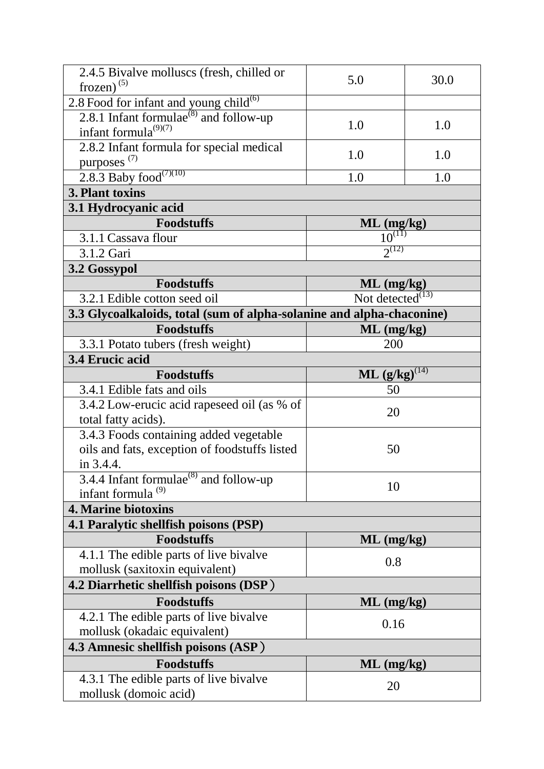| | | |
|---|---|---|
| 2.4.5 Bivalve molluscs (fresh, chilled or frozen) [5] | 5.0 | 30.0 |
| 2.8 Food for infant and young child[6] | | |
| 2.8.1 Infant formulae[8] and follow-up infant formula[9][7] | 1.0 | 1.0 |
| 2.8.2 Infant formula for special medical purposes [7] | 1.0 | 1.0 |
| 2.8.3 Baby food[7][10] | 1.0 | 1.0 |
| **3. Plant toxins** | | |
| **3.1 Hydrocyanic acid** | | |
| **Foodstuffs** | **ML (mg/kg)** | |
| 3.1.1 Cassava flour | 10[11] | |
| 3.1.2 Gari | 2[12] | |
| **3.2 Gossypol** | | |
| **Foodstuffs** | **ML (mg/kg)** | |
| 3.2.1 Edible cotton seed oil | Not detected[13] | |
| **3.3 Glycoalkaloids, total (sum of alpha-solanine and alpha-chaconine)** | | |
| **Foodstuffs** | **ML (mg/kg)** | |
| 3.3.1 Potato tubers (fresh weight) | 200 | |
| **3.4 Erucic acid** | | |
| **Foodstuffs** | **ML (g/kg)[14]** | |
| 3.4.1 Edible fats and oils | 50 | |
| 3.4.2 Low-erucic acid rapeseed oil (as % of total fatty acids). | 20 | |
| 3.4.3 Foods containing added vegetable oils and fats, exception of foodstuffs listed in 3.4.4. | 50 | |
| 3.4.4 Infant formulae[8] and follow-up infant formula [9] | 10 | |
| **4. Marine biotoxins** | | |
| **4.1 Paralytic shellfish poisons (PSP)** | | |
| **Foodstuffs** | **ML (mg/kg)** | |
| 4.1.1 The edible parts of live bivalve mollusk (saxitoxin equivalent) | 0.8 | |
| **4.2 Diarrhetic shellfish poisons (DSP)** | | |
| **Foodstuffs** | **ML (mg/kg)** | |
| 4.2.1 The edible parts of live bivalve mollusk (okadaic equivalent) | 0.16 | |
| **4.3 Amnesic shellfish poisons (ASP)** | | |
| **Foodstuffs** | **ML (mg/kg)** | |
| 4.3.1 The edible parts of live bivalve mollusk (domoic acid) | 20 | |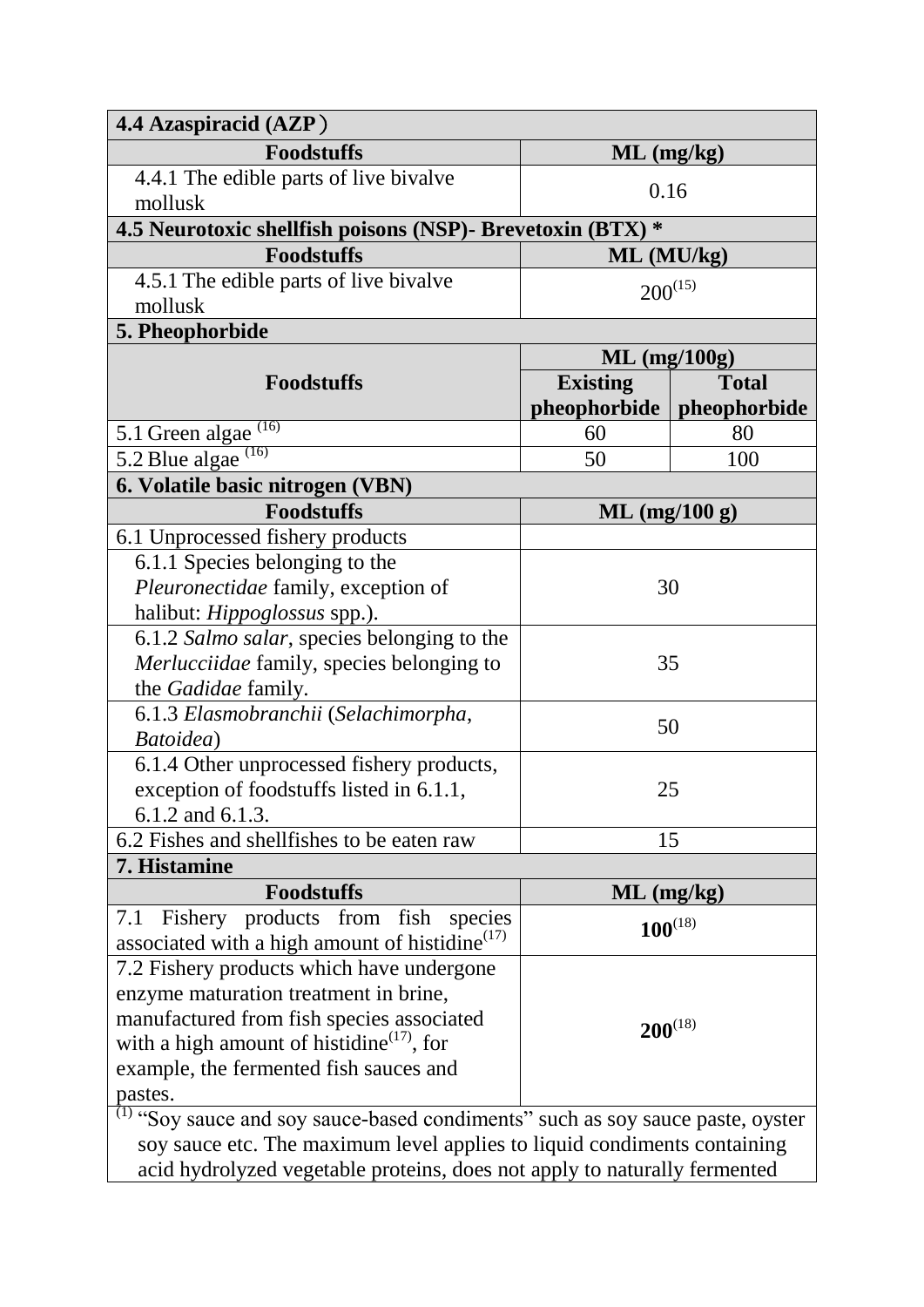| **4.4 Azaspiracid (AZP）** | | |
|---|---|---|
| **Foodstuffs** | **ML (mg/kg)** | |
| 4.4.1 The edible parts of live bivalve mollusk | 0.16 | |
| **4.5 Neurotoxic shellfish poisons (NSP)- Brevetoxin (BTX) *** | | |
| **Foodstuffs** | **ML (MU/kg)** | |
| 4.5.1 The edible parts of live bivalve mollusk | 200[15] | |
| **5. Pheophorbide** | | |
| **Foodstuffs** | **ML (mg/100g)** | |
| | **Existing pheophorbide** | **Total pheophorbide** |
| 5.1 Green algae [16] | 60 | 80 |
| 5.2 Blue algae [16] | 50 | 100 |
| **6. Volatile basic nitrogen (VBN)** | | |
| **Foodstuffs** | **ML (mg/100 g)** | |
| 6.1 Unprocessed fishery products | | |
| 6.1.1 Species belonging to the *Pleuronectidae* family, exception of halibut: *Hippoglossus* spp.). | 30 | |
| 6.1.2 *Salmo salar*, species belonging to the *Merlucciidae* family, species belonging to the *Gadidae* family. | 35 | |
| 6.1.3 *Elasmobranchii* (*Selachimorpha*, *Batoidea*) | 50 | |
| 6.1.4 Other unprocessed fishery products, exception of foodstuffs listed in 6.1.1, 6.1.2 and 6.1.3. | 25 | |
| 6.2 Fishes and shellfishes to be eaten raw | 15 | |
| **7. Histamine** | | |
| **Foodstuffs** | **ML (mg/kg)** | |
| 7.1 Fishery products from fish species associated with a high amount of histidine[17] | **100**[18] | |
| 7.2 Fishery products which have undergone enzyme maturation treatment in brine, manufactured from fish species associated with a high amount of histidine[17], for example, the fermented fish sauces and pastes. | **200**[18] | |

[1] "Soy sauce and soy sauce-based condiments" such as soy sauce paste, oyster soy sauce etc. The maximum level applies to liquid condiments containing acid hydrolyzed vegetable proteins, does not apply to naturally fermented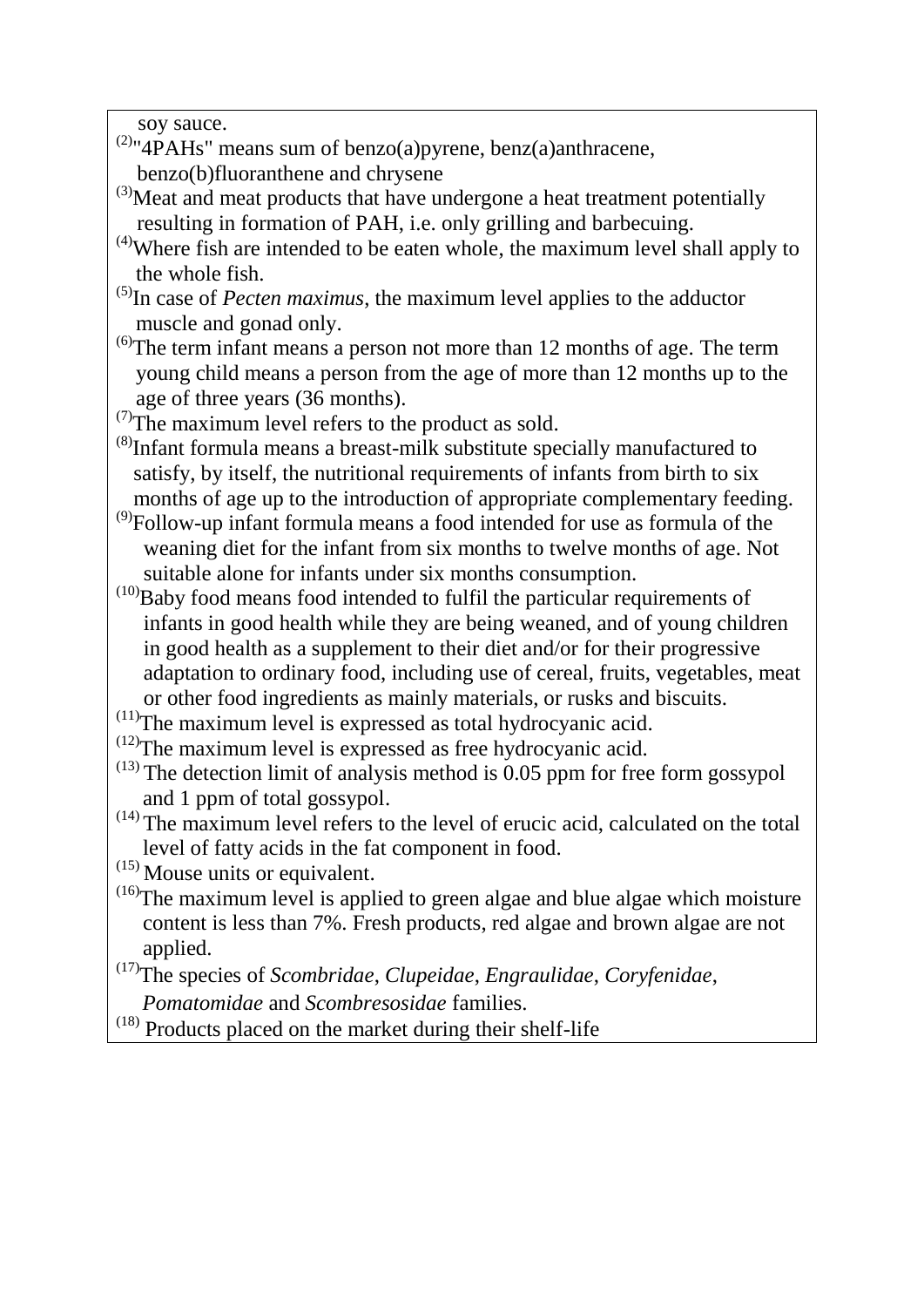soy sauce.

(2)"4PAHs" means sum of benzo(a)pyrene, benz(a)anthracene, benzo(b)fluoranthene and chrysene

(3)Meat and meat products that have undergone a heat treatment potentially resulting in formation of PAH, i.e. only grilling and barbecuing.

(4)Where fish are intended to be eaten whole, the maximum level shall apply to the whole fish.

(5)In case of *Pecten maximus*, the maximum level applies to the adductor muscle and gonad only.

(6)The term infant means a person not more than 12 months of age. The term young child means a person from the age of more than 12 months up to the age of three years (36 months).

(7)The maximum level refers to the product as sold.

(8)Infant formula means a breast-milk substitute specially manufactured to satisfy, by itself, the nutritional requirements of infants from birth to six months of age up to the introduction of appropriate complementary feeding.

(9)Follow-up infant formula means a food intended for use as formula of the weaning diet for the infant from six months to twelve months of age. Not suitable alone for infants under six months consumption.

(10)Baby food means food intended to fulfil the particular requirements of infants in good health while they are being weaned, and of young children in good health as a supplement to their diet and/or for their progressive adaptation to ordinary food, including use of cereal, fruits, vegetables, meat or other food ingredients as mainly materials, or rusks and biscuits.

(11)The maximum level is expressed as total hydrocyanic acid.

(12)The maximum level is expressed as free hydrocyanic acid.

(13) The detection limit of analysis method is 0.05 ppm for free form gossypol and 1 ppm of total gossypol.

(14) The maximum level refers to the level of erucic acid, calculated on the total level of fatty acids in the fat component in food.

(15) Mouse units or equivalent.

(16)The maximum level is applied to green algae and blue algae which moisture content is less than 7%. Fresh products, red algae and brown algae are not applied.

(17)The species of *Scombridae*, *Clupeidae*, *Engraulidae*, *Coryfenidae*, *Pomatomidae* and *Scombresosidae* families.

(18) Products placed on the market during their shelf-life